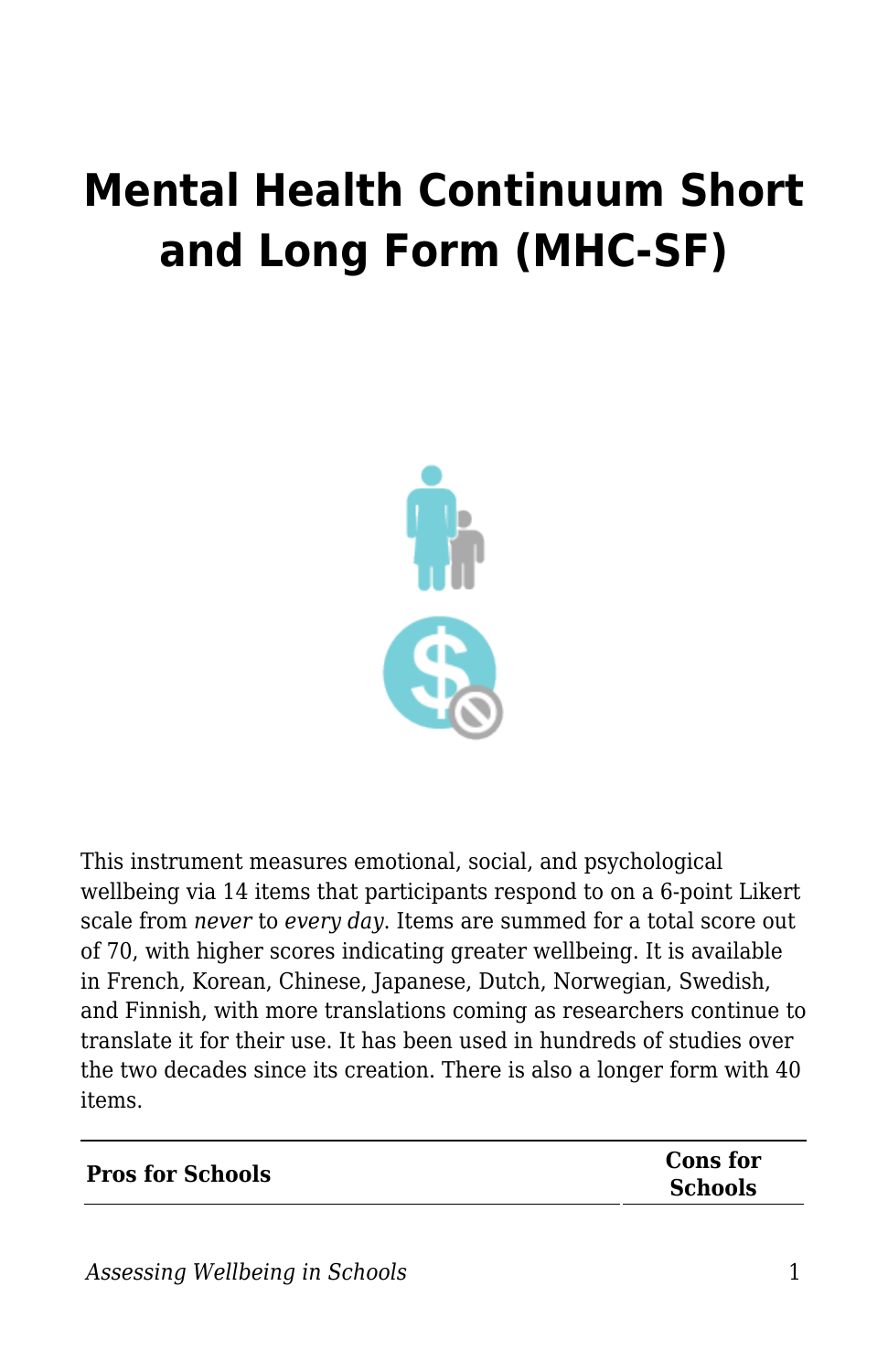# Mental Health Continuum Short and Long Form (MHC-SF)

This instrument measures emotional, social, and psychological wellbeing via 14 items that participants respond to on a 6-point Likert scale from *never* to *every day*. Items are summed for a total score out of 70, with higher scores indicating greater wellbeing. It is available in French, Korean, Chinese, Japanese, Dutch, Norwegian, Swedish, and Finnish, with more translations coming as researchers continue to translate it for their use. It has been used in hundreds of studies over the two decades since its creation. There is also a longer form with 40 items.

| **Pros for Schools** | **Cons for Schools** |
| --- | --- |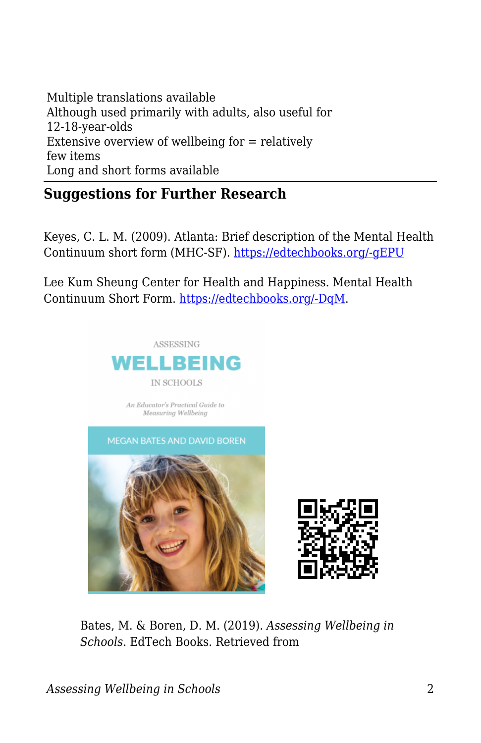Multiple translations available
Although used primarily with adults, also useful for 12-18-year-olds
Extensive overview of wellbeing for = relatively few items
Long and short forms available

## Suggestions for Further Research

Keyes, C. L. M. (2009). Atlanta: Brief description of the Mental Health Continuum short form (MHC-SF). https://edtechbooks.org/-gEPU

Lee Kum Sheung Center for Health and Happiness. Mental Health Continuum Short Form. https://edtechbooks.org/-DqM.

Bates, M. & Boren, D. M. (2019). *Assessing Wellbeing in Schools*. EdTech Books. Retrieved from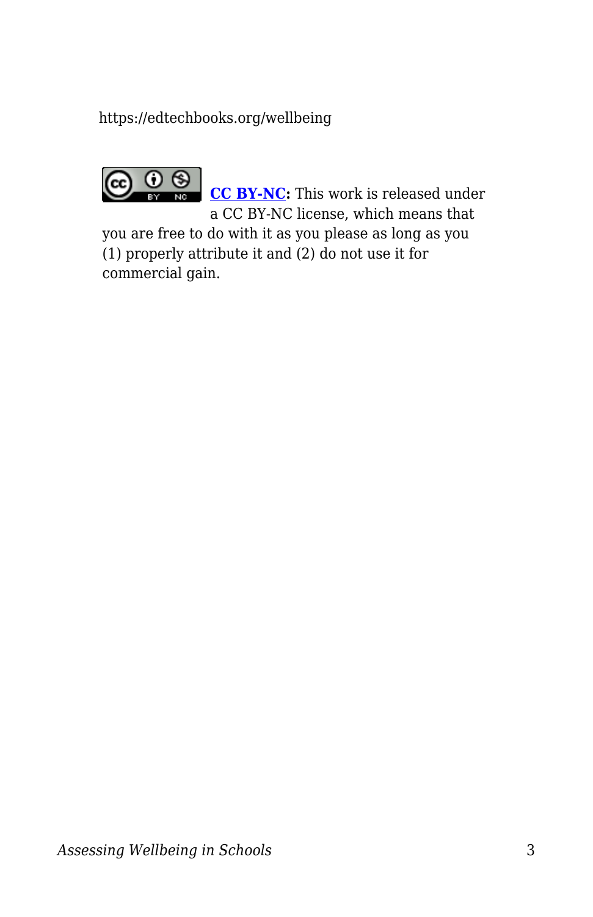https://edtechbooks.org/wellbeing

**CC BY-NC:** This work is released under a CC BY-NC license, which means that you are free to do with it as you please as long as you (1) properly attribute it and (2) do not use it for commercial gain.